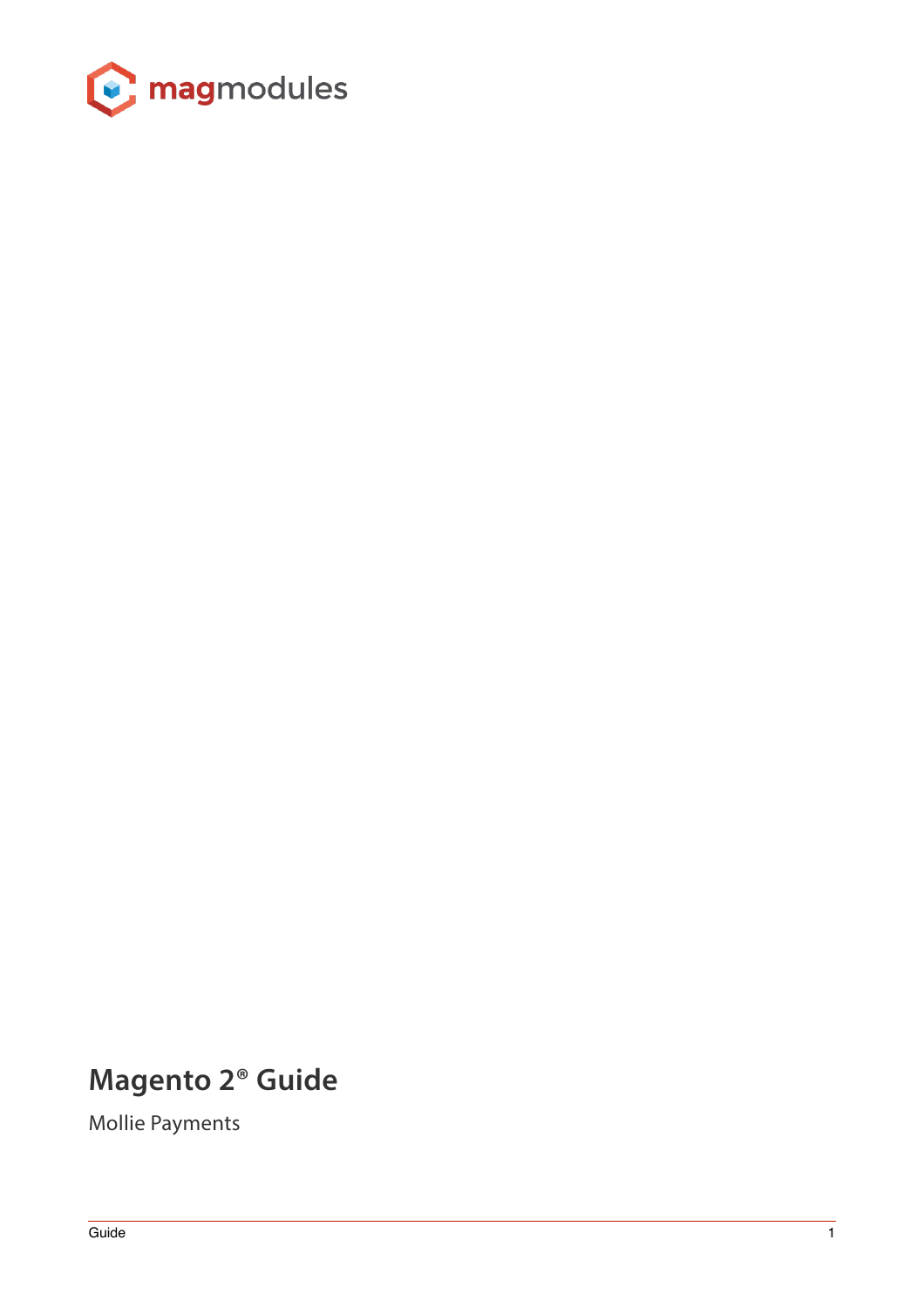magmodules

# Magento 2® Guide

Mollie Payments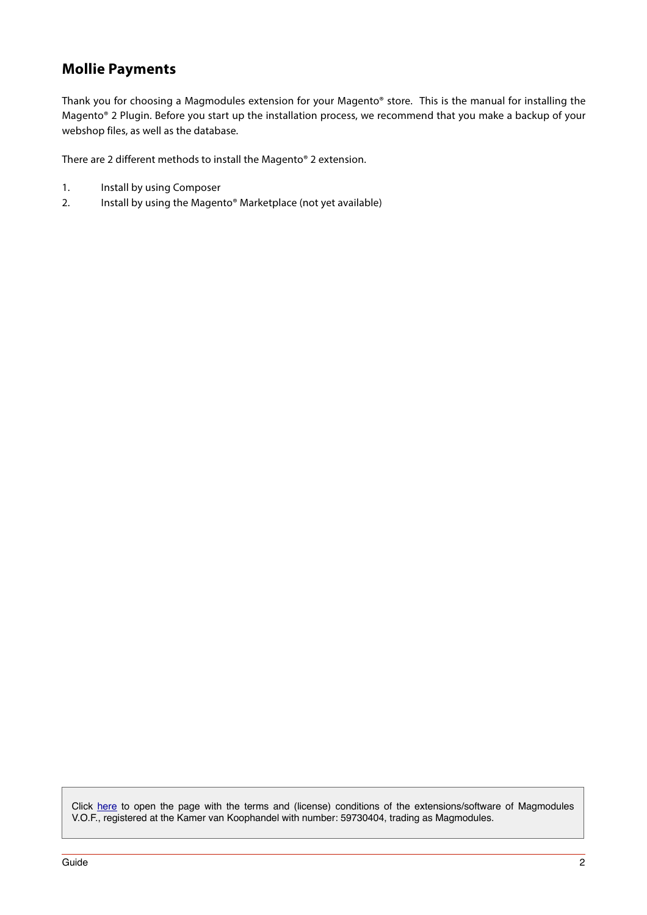## Mollie Payments

Thank you for choosing a Magmodules extension for your Magento® store. This is the manual for installing the Magento® 2 Plugin. Before you start up the installation process, we recommend that you make a backup of your webshop files, as well as the database.

There are 2 different methods to install the Magento® 2 extension.

1. Install by using Composer
2. Install by using the Magento® Marketplace (not yet available)

Click here to open the page with the terms and (license) conditions of the extensions/software of Magmodules V.O.F., registered at the Kamer van Koophandel with number: 59730404, trading as Magmodules.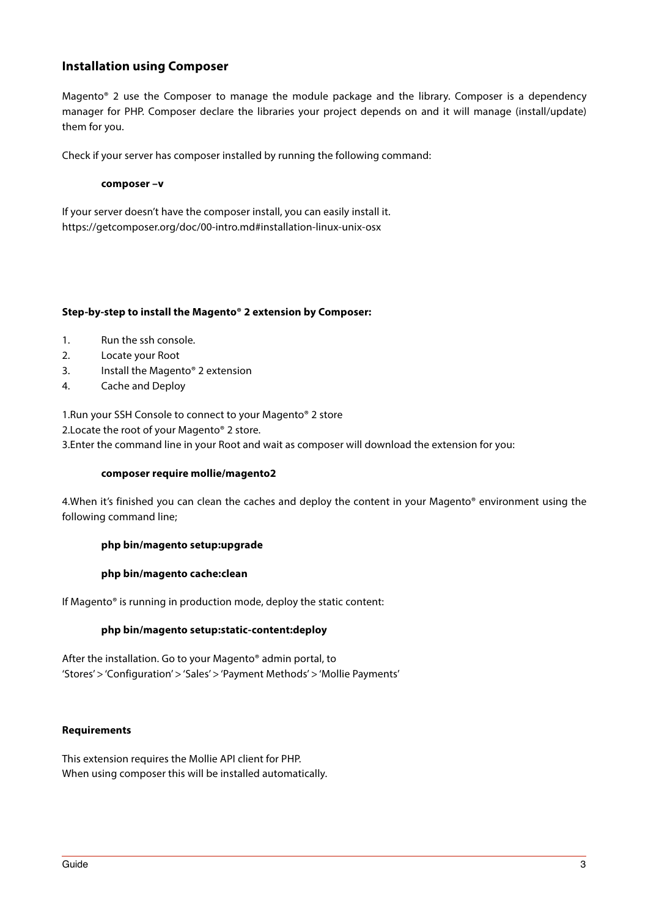## Installation using Composer

Magento® 2 use the Composer to manage the module package and the library. Composer is a dependency manager for PHP. Composer declare the libraries your project depends on and it will manage (install/update) them for you.

Check if your server has composer installed by running the following command:

**composer –v**

If your server doesn't have the composer install, you can easily install it.
https://getcomposer.org/doc/00-intro.md#installation-linux-unix-osx

**Step-by-step to install the Magento® 2 extension by Composer:**

1. Run the ssh console.
2. Locate your Root
3. Install the Magento® 2 extension
4. Cache and Deploy

1.Run your SSH Console to connect to your Magento® 2 store
2.Locate the root of your Magento® 2 store.
3.Enter the command line in your Root and wait as composer will download the extension for you:

**composer require mollie/magento2**

4.When it's finished you can clean the caches and deploy the content in your Magento® environment using the following command line;

**php bin/magento setup:upgrade**

**php bin/magento cache:clean**

If Magento® is running in production mode, deploy the static content:

**php bin/magento setup:static-content:deploy**

After the installation. Go to your Magento® admin portal, to
'Stores' > 'Configuration' > 'Sales' > 'Payment Methods' > 'Mollie Payments'

**Requirements**

This extension requires the Mollie API client for PHP.
When using composer this will be installed automatically.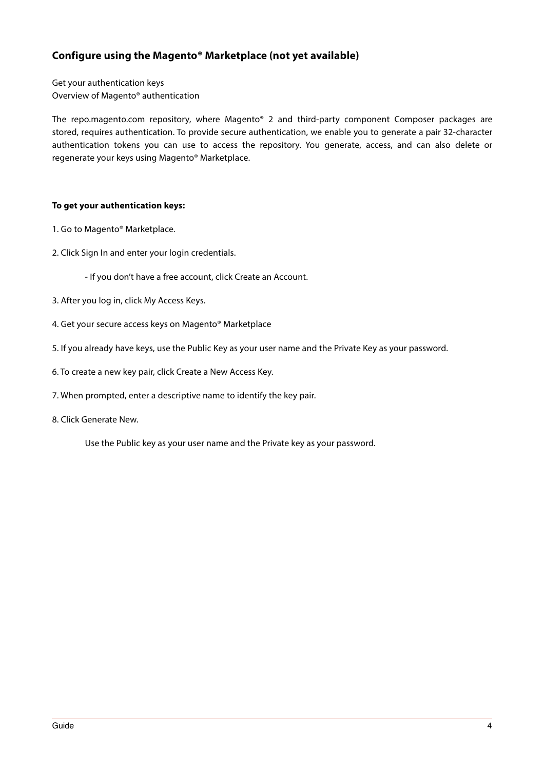## Configure using the Magento® Marketplace (not yet available)

Get your authentication keys
Overview of Magento® authentication

The repo.magento.com repository, where Magento® 2 and third-party component Composer packages are stored, requires authentication. To provide secure authentication, we enable you to generate a pair 32-character authentication tokens you can use to access the repository. You generate, access, and can also delete or regenerate your keys using Magento® Marketplace.

**To get your authentication keys:**

1. Go to Magento® Marketplace.

2. Click Sign In and enter your login credentials.

   - If you don't have a free account, click Create an Account.

3. After you log in, click My Access Keys.

4. Get your secure access keys on Magento® Marketplace

5. If you already have keys, use the Public Key as your user name and the Private Key as your password.

6. To create a new key pair, click Create a New Access Key.

7. When prompted, enter a descriptive name to identify the key pair.

8. Click Generate New.

   Use the Public key as your user name and the Private key as your password.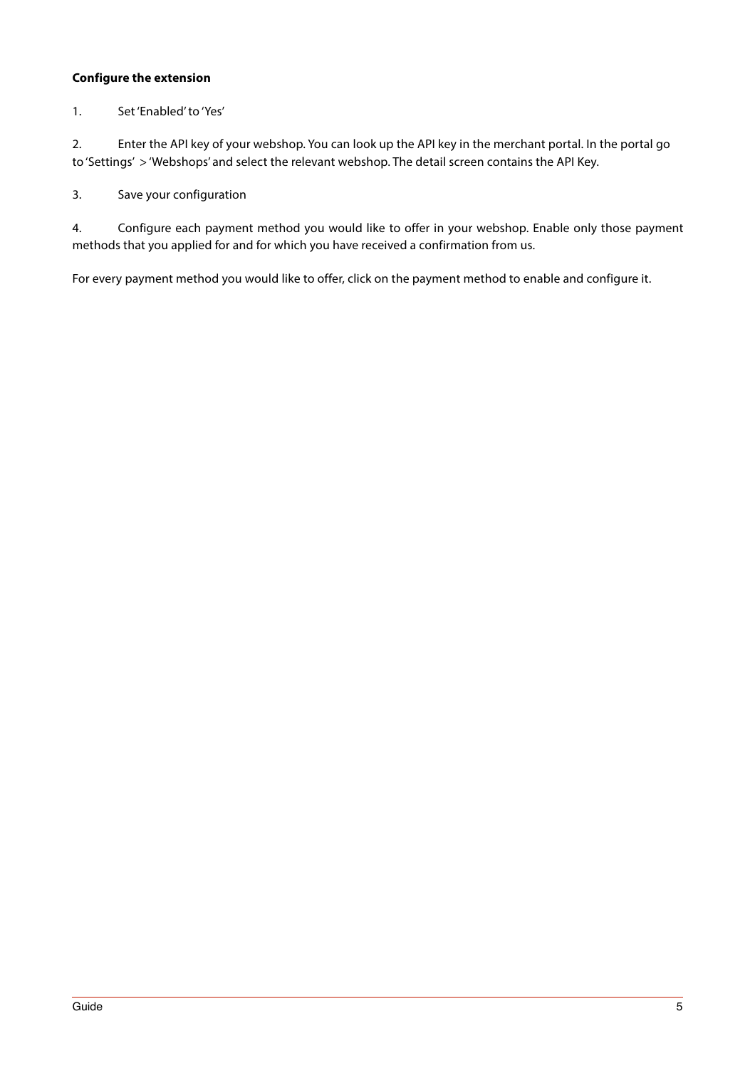**Configure the extension**

1. Set 'Enabled' to 'Yes'

2. Enter the API key of your webshop. You can look up the API key in the merchant portal. In the portal go to 'Settings' > 'Webshops' and select the relevant webshop. The detail screen contains the API Key.

3. Save your configuration

4. Configure each payment method you would like to offer in your webshop. Enable only those payment methods that you applied for and for which you have received a confirmation from us.

For every payment method you would like to offer, click on the payment method to enable and configure it.